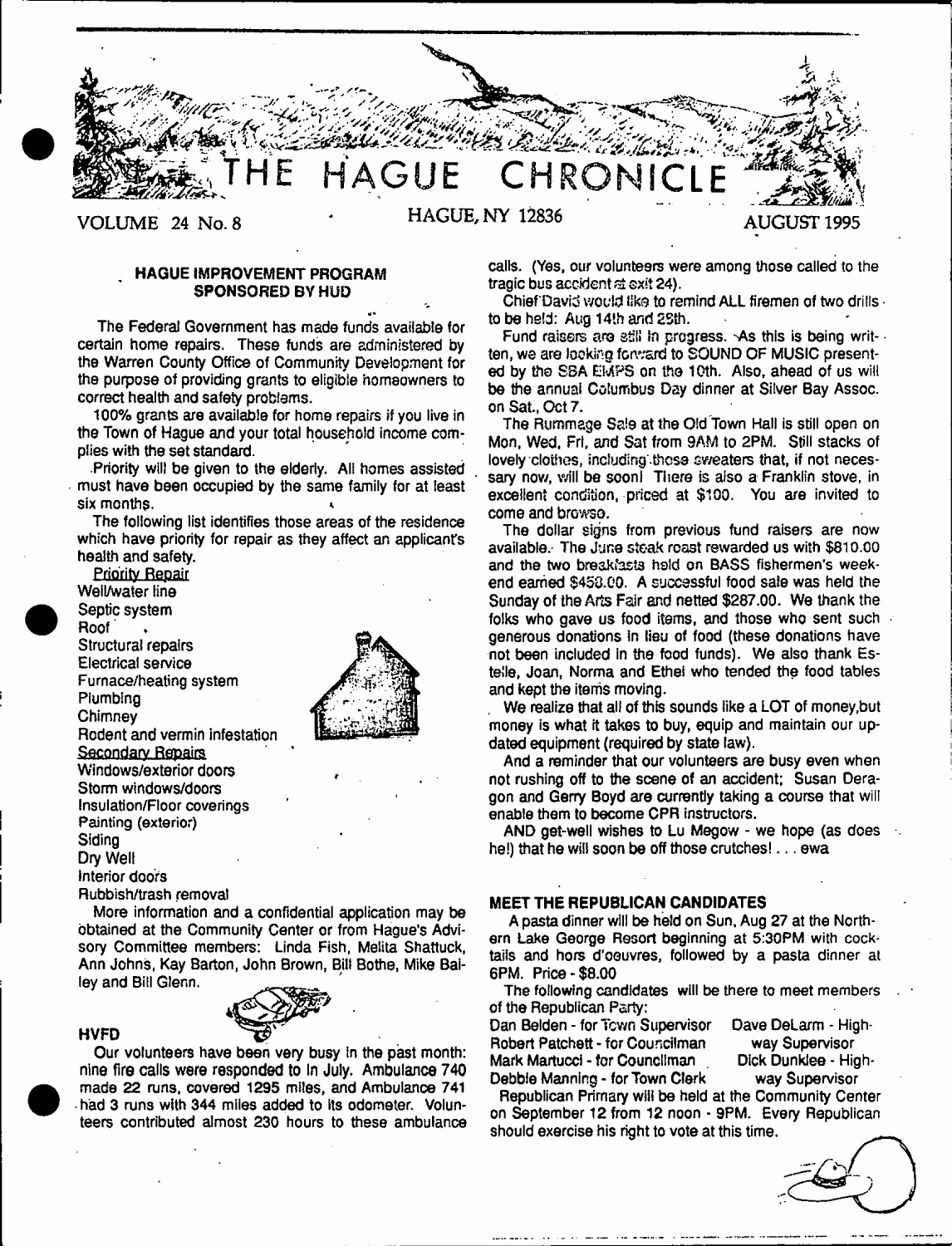# THE HAGUE CHRONICLE

VOLUME 24 No. 8 HAGUE, NY 12836 AUGUST 1995

## HAGUE IMPROVEMENT PROGRAM SPONSORED BY HUD

The Federal Government has made funds available for certain home repairs. These funds are administered by the Warren County Office of Community Development for the purpose of providing grants to eligible homeowners to correct health and safety problems.

100% grants are available for home repairs if you live in the Town of Hague and your total household income complies with the set standard.

Priority will be given to the elderly. All homes assisted must have been occupied by the same family for at least six months.

The following list identifies those areas of the residence which have priority for repair as they affect an applicant's health and safety.

Priority Repair
- Well/water line
- Septic system
- Roof
- Structural repairs
- Electrical service
- Furnace/heating system
- Plumbing
- Chimney
- Rodent and vermin infestation

Secondary Repairs
- Windows/exterior doors
- Storm windows/doors
- Insulation/Floor coverings
- Painting (exterior)
- Siding
- Dry Well
- Interior doors
- Rubbish/trash removal

More information and a confidential application may be obtained at the Community Center or from Hague's Advisory Committee members: Linda Fish, Melita Shattuck, Ann Johns, Kay Barton, John Brown, Bill Bothe, Mike Bailey and Bill Glenn.

## HVFD

Our volunteers have been very busy in the past month: nine fire calls were responded to in July. Ambulance 740 made 22 runs, covered 1295 miles, and Ambulance 741 had 3 runs with 344 miles added to its odometer. Volunteers contributed almost 230 hours to these ambulance calls. (Yes, our volunteers were among those called to the tragic bus accident at exit 24).

Chief David would like to remind ALL firemen of two drills to be held: Aug 14th and 28th.

Fund raisers are still in progress. As this is being written, we are looking forward to SOUND OF MUSIC presented by the SBA EMPS on the 10th. Also, ahead of us will be the annual Columbus Day dinner at Silver Bay Assoc. on Sat., Oct 7.

The Rummage Sale at the Old Town Hall is still open on Mon, Wed, Fri, and Sat from 9AM to 2PM. Still stacks of lovely clothes, including those sweaters that, if not necessary now, will be soon! There is also a Franklin stove, in excellent condition, priced at $100. You are invited to come and browse.

The dollar signs from previous fund raisers are now available. The June steak roast rewarded us with $810.00 and the two breakfasts held on BASS fishermen's weekend earned $458.00. A successful food sale was held the Sunday of the Arts Fair and netted $287.00. We thank the folks who gave us food items, and those who sent such generous donations in lieu of food (these donations have not been included in the food funds). We also thank Estelle, Joan, Norma and Ethel who tended the food tables and kept the items moving.

We realize that all of this sounds like a LOT of money,but money is what it takes to buy, equip and maintain our updated equipment (required by state law).

And a reminder that our volunteers are busy even when not rushing off to the scene of an accident; Susan Deragon and Gerry Boyd are currently taking a course that will enable them to become CPR instructors.

AND get-well wishes to Lu Megow - we hope (as does he!) that he will soon be off those crutches! . . . ewa

## MEET THE REPUBLICAN CANDIDATES

A pasta dinner will be held on Sun, Aug 27 at the Northern Lake George Resort beginning at 5:30PM with cocktails and hors d'oeuvres, followed by a pasta dinner at 6PM. Price - $8.00

The following candidates will be there to meet members of the Republican Party:

Dan Belden - for Town Supervisor
Robert Patchett - for Councilman
Mark Martucci - for Councilman
Debbie Manning - for Town Clerk
Dave DeLarm - Highway Supervisor
Dick Dunklee - Highway Supervisor

Republican Primary will be held at the Community Center on September 12 from 12 noon - 9PM. Every Republican should exercise his right to vote at this time.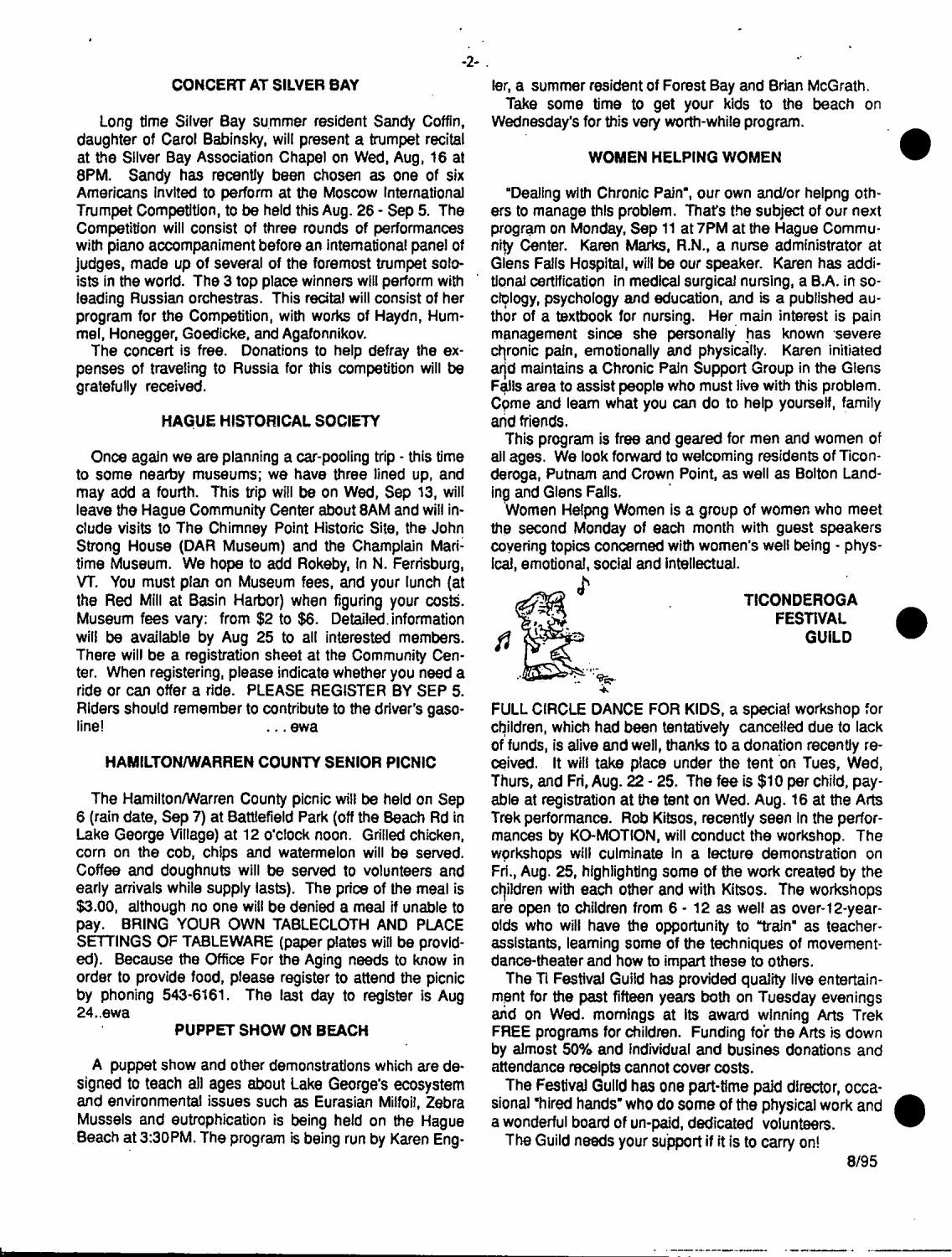## CONCERT AT SILVER BAY

Long time Silver Bay summer resident Sandy Coffin, daughter of Carol Babinsky, will present a trumpet recital at the Silver Bay Association Chapel on Wed, Aug, 16 at 8PM. Sandy has recently been chosen as one of six Americans invited to perform at the Moscow International Trumpet Competition, to be held this Aug. 26 - Sep 5. The Competition will consist of three rounds of performances with piano accompaniment before an international panel of judges, made up of several of the foremost trumpet soloists in the world. The 3 top place winners will perform with leading Russian orchestras. This recital will consist of her program for the Competition, with works of Haydn, Hummel, Honegger, Goedicke, and Agafonnikov.

The concert is free. Donations to help defray the expenses of traveling to Russia for this competition will be gratefully received.

## HAGUE HISTORICAL SOCIETY

Once again we are planning a car-pooling trip - this time to some nearby museums; we have three lined up, and may add a fourth. This trip will be on Wed, Sep 13, will leave the Hague Community Center about 8AM and will include visits to The Chimney Point Historic Site, the John Strong House (DAR Museum) and the Champlain Maritime Museum. We hope to add Rokeby, in N. Ferrisburg, VT. You must plan on Museum fees, and your lunch (at the Red Mill at Basin Harbor) when figuring your costs. Museum fees vary: from $2 to $6. Detailed information will be available by Aug 25 to all interested members. There will be a registration sheet at the Community Center. When registering, please indicate whether you need a ride or can offer a ride. PLEASE REGISTER BY SEP 5. Riders should remember to contribute to the driver's gasoline! ...ewa

## HAMILTON/WARREN COUNTY SENIOR PICNIC

The Hamilton/Warren County picnic will be held on Sep 6 (rain date, Sep 7) at Battlefield Park (off the Beach Rd in Lake George Village) at 12 o'clock noon. Grilled chicken, corn on the cob, chips and watermelon will be served. Coffee and doughnuts will be served to volunteers and early arrivals while supply lasts). The price of the meal is $3.00, although no one will be denied a meal if unable to pay. BRING YOUR OWN TABLECLOTH AND PLACE SETTINGS OF TABLEWARE (paper plates will be provided). Because the Office For the Aging needs to know in order to provide food, please register to attend the picnic by phoning 543-6161. The last day to register is Aug 24..ewa

## PUPPET SHOW ON BEACH

A puppet show and other demonstrations which are designed to teach all ages about Lake George's ecosystem and environmental issues such as Eurasian Milfoil, Zebra Mussels and eutrophication is being held on the Hague Beach at 3:30PM. The program is being run by Karen Engler, a summer resident of Forest Bay and Brian McGrath.

Take some time to get your kids to the beach on Wednesday's for this very worth-while program.

## WOMEN HELPING WOMEN

"Dealing with Chronic Pain", our own and/or helpng others to manage this problem. That's the subject of our next program on Monday, Sep 11 at 7PM at the Hague Community Center. Karen Marks, R.N., a nurse administrator at Glens Falls Hospital, will be our speaker. Karen has additional certification in medical surgical nursing, a B.A. in sociology, psychology and education, and is a published author of a textbook for nursing. Her main interest is pain management since she personally has known severe chronic pain, emotionally and physically. Karen initiated and maintains a Chronic Pain Support Group in the Glens Falls area to assist people who must live with this problem. Come and learn what you can do to help yourself, family and friends.

This program is free and geared for men and women of all ages. We look forward to welcoming residents of Ticonderoga, Putnam and Crown Point, as well as Bolton Landing and Glens Falls.

Women Helpng Women is a group of women who meet the second Monday of each month with guest speakers covering topics concerned with women's well being - physical, emotional, social and intellectual.

## TICONDEROGA FESTIVAL GUILD

FULL CIRCLE DANCE FOR KIDS, a special workshop for children, which had been tentatively cancelled due to lack of funds, is alive and well, thanks to a donation recently received. It will take place under the tent on Tues, Wed, Thurs, and Fri, Aug. 22 - 25. The fee is $10 per child, payable at registration at the tent on Wed. Aug. 16 at the Arts Trek performance. Rob Kitsos, recently seen in the performances by KO-MOTION, will conduct the workshop. The workshops will culminate in a lecture demonstration on Fri., Aug. 25, highlighting some of the work created by the children with each other and with Kitsos. The workshops are open to children from 6 - 12 as well as over-12-year-olds who will have the opportunity to "train" as teacher-assistants, learning some of the techniques of movement-dance-theater and how to impart these to others.

The Ti Festival Guild has provided quality live entertainment for the past fifteen years both on Tuesday evenings and on Wed. mornings at its award winning Arts Trek FREE programs for children. Funding for the Arts is down by almost 50% and individual and busines donations and attendance receipts cannot cover costs.

The Festival Guild has one part-time paid director, occasional "hired hands" who do some of the physical work and a wonderful board of un-paid, dedicated volunteers.

The Guild needs your support if it is to carry on!

8/95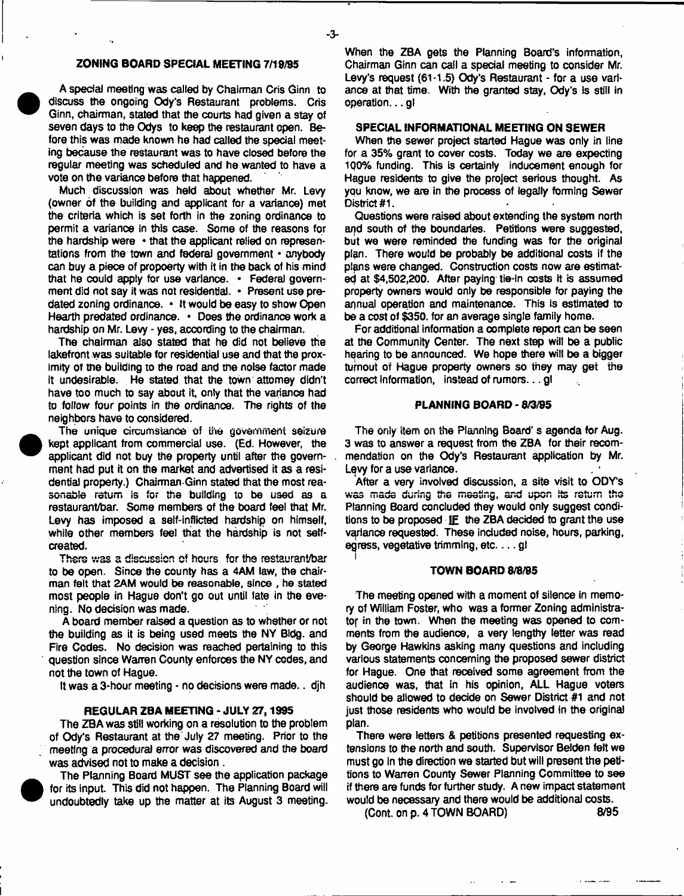## ZONING BOARD SPECIAL MEETING 7/19/95

A special meeting was called by Chairman Cris Ginn to discuss the ongoing Ody's Restaurant problems. Cris Ginn, chairman, stated that the courts had given a stay of seven days to the Odys to keep the restaurant open. Before this was made known he had called the special meeting because the restaurant was to have closed before the regular meeting was scheduled and he wanted to have a vote on the variance before that happened.

Much discussion was held about whether Mr. Levy (owner of the building and applicant for a variance) met the criteria which is set forth in the zoning ordinance to permit a variance in this case. Some of the reasons for the hardship were • that the applicant relied on representations from the town and federal government • anybody can buy a piece of propoerty with it in the back of his mind that he could apply for use variance. • Federal government did not say it was not residential. • Present use predated zoning ordinance. • It would be easy to show Open Hearth predated ordinance. • Does the ordinance work a hardship on Mr. Levy - yes, according to the chairman.

The chairman also stated that he did not believe the lakefront was suitable for residential use and that the proximity of the building to the road and the noise factor made it undesirable. He stated that the town attorney didn't have too much to say about it, only that the variance had to follow four points in the ordinance. The rights of the neighbors have to considered.

The unique circumstance of the government seizure kept applicant from commercial use. (Ed. However, the applicant did not buy the property until after the government had put it on the market and advertised it as a residential property.) Chairman Ginn stated that the most reasonable return is for the building to be used as a restaurant/bar. Some members of the board feel that Mr. Levy has imposed a self-inflicted hardship on himself, while other members feel that the hardship is not self-created.

There was a discussion of hours for the restaurant/bar to be open. Since the county has a 4AM law, the chairman felt that 2AM would be reasonable, since , he stated most people in Hague don't go out until late in the evening. No decision was made.

A board member raised a question as to whether or not the building as it is being used meets the NY Bldg. and Fire Codes. No decision was reached pertaining to this question since Warren County enforces the NY codes, and not the town of Hague.

It was a 3-hour meeting - no decisions were made.. djh

## REGULAR ZBA MEETING - JULY 27, 1995

The ZBA was still working on a resolution to the problem of Ody's Restaurant at the July 27 meeting. Prior to the meeting a procedural error was discovered and the board was advised not to make a decision .

The Planning Board MUST see the application package for its input. This did not happen. The Planning Board will undoubtedly take up the matter at its August 3 meeting. When the ZBA gets the Planning Board's information, Chairman Ginn can call a special meeting to consider Mr. Levy's request (61-1.5) Ody's Restaurant - for a use variance at that time. With the granted stay, Ody's is still in operation... gl

## SPECIAL INFORMATIONAL MEETING ON SEWER

When the sewer project started Hague was only in line for a 35% grant to cover costs. Today we are expecting 100% funding. This is certainly inducement enough for Hague residents to give the project serious thought. As you know, we are in the process of legally forming Sewer District #1.

Questions were raised about extending the system north and south of the boundaries. Petitions were suggested, but we were reminded the funding was for the original plan. There would be probably be additional costs if the plans were changed. Construction costs now are estimated at $4,502,200. After paying tie-in costs it is assumed property owners would only be responsible for paying the annual operation and maintenance. This is estimated to be a cost of $350. for an average single family home.

For additional information a complete report can be seen at the Community Center. The next step will be a public hearing to be announced. We hope there will be a bigger turnout of Hague property owners so they may get the correct information, instead of rumors... gl

## PLANNING BOARD - 8/3/95

The only item on the Planning Board' s agenda for Aug. 3 was to answer a request from the ZBA for their recommendation on the Ody's Restaurant application by Mr. Levy for a use variance.

After a very involved discussion, a site visit to ODY's was made during the meeting, and upon its return the Planning Board concluded they would only suggest conditions to be proposed IF the ZBA decided to grant the use variance requested. These included noise, hours, parking, egress, vegetative trimming, etc. . . . gl

## TOWN BOARD 8/8/95

The meeting opened with a moment of silence in memory of William Foster, who was a former Zoning administrator in the town. When the meeting was opened to comments from the audience, a very lengthy letter was read by George Hawkins asking many questions and including various statements concerning the proposed sewer district for Hague. One that received some agreement from the audience was, that in his opinion, ALL Hague voters should be allowed to decide on Sewer District #1 and not just those residents who would be involved in the original plan.

There were letters & petitions presented requesting extensions to the north and south. Supervisor Belden felt we must go in the direction we started but will present the petitions to Warren County Sewer Planning Committee to see if there are funds for further study. A new impact statement would be necessary and there would be additional costs.

(Cont. on p. 4 TOWN BOARD)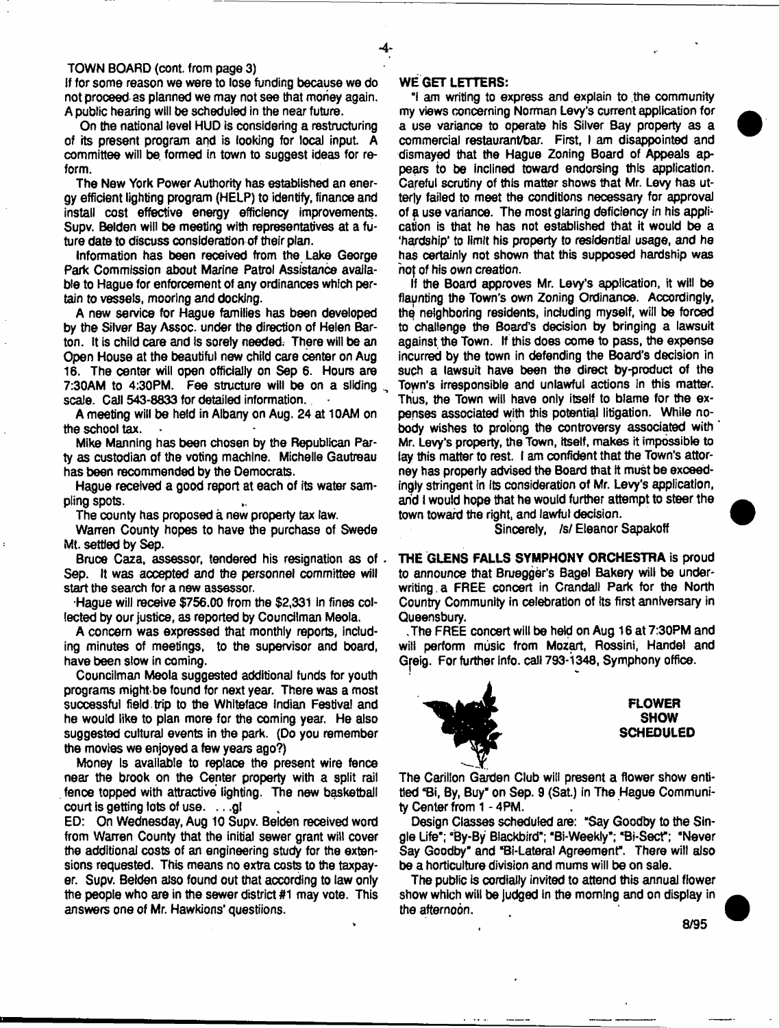TOWN BOARD (cont. from page 3)

If for some reason we were to lose funding because we do not proceed as planned we may not see that money again. A public hearing will be scheduled in the near future.

On the national level HUD is considering a restructuring of its present program and is looking for local input. A committee will be formed in town to suggest ideas for reform.

The New York Power Authority has established an energy efficient lighting program (HELP) to identify, finance and install cost effective energy efficiency improvements. Supv. Belden will be meeting with representatives at a future date to discuss consideration of their plan.

Information has been received from the Lake George Park Commission about Marine Patrol Assistance available to Hague for enforcement of any ordinances which pertain to vessels, mooring and docking.

A new service for Hague families has been developed by the Silver Bay Assoc. under the direction of Helen Barton. It is child care and is sorely needed. There will be an Open House at the beautiful new child care center on Aug 16. The center will open officially on Sep 6. Hours are 7:30AM to 4:30PM. Fee structure will be on a sliding scale. Call 543-8833 for detailed information.

A meeting will be held in Albany on Aug. 24 at 10AM on the school tax.

Mike Manning has been chosen by the Republican Party as custodian of the voting machine. Michelle Gautreau has been recommended by the Democrats.

Hague received a good report at each of its water sampling spots.

The county has proposed a new property tax law.

Warren County hopes to have the purchase of Swede Mt. settled by Sep.

Bruce Caza, assessor, tendered his resignation as of Sep. It was accepted and the personnel committee will start the search for a new assessor.

Hague will receive $756.00 from the $2,331 in fines collected by our justice, as reported by Councilman Meola.

A concern was expressed that monthly reports, including minutes of meetings, to the supervisor and board, have been slow in coming.

Councilman Meola suggested additional funds for youth programs might be found for next year. There was a most successful field trip to the Whiteface Indian Festival and he would like to plan more for the coming year. He also suggested cultural events in the park. (Do you remember the movies we enjoyed a few years ago?)

Money is available to replace the present wire fence near the brook on the Center property with a split rail fence topped with attractive lighting. The new basketball court is getting lots of use. . . .gl

ED: On Wednesday, Aug 10 Supv. Belden received word from Warren County that the initial sewer grant will cover the additional costs of an engineering study for the extensions requested. This means no extra costs to the taxpayer. Supv. Belden also found out that according to law only the people who are in the sewer district #1 may vote. This answers one of Mr. Hawkions' questiions.

**WE GET LETTERS:**

"I am writing to express and explain to the community my views concerning Norman Levy's current application for a use variance to operate his Silver Bay property as a commercial restaurant/bar. First, I am disappointed and dismayed that the Hague Zoning Board of Appeals appears to be inclined toward endorsing this application. Careful scrutiny of this matter shows that Mr. Levy has utterly failed to meet the conditions necessary for approval of a use variance. The most glaring deficiency in his application is that he has not established that it would be a 'hardship' to limit his property to residential usage, and he has certainly not shown that this supposed hardship was not of his own creation.

If the Board approves Mr. Levy's application, it will be flaunting the Town's own Zoning Ordinance. Accordingly, the neighboring residents, including myself, will be forced to challenge the Board's decision by bringing a lawsuit against the Town. If this does come to pass, the expense incurred by the town in defending the Board's decision in such a lawsuit have been the direct by-product of the Town's irresponsible and unlawful actions in this matter. Thus, the Town will have only itself to blame for the expenses associated with this potential litigation. While nobody wishes to prolong the controversy associated with Mr. Levy's property, the Town, itself, makes it impossible to lay this matter to rest. I am confident that the Town's attorney has properly advised the Board that it must be exceedingly stringent in its consideration of Mr. Levy's application, and I would hope that he would further attempt to steer the town toward the right, and lawful decision.

Sincerely, /s/ Eleanor Sapakoff

**THE GLENS FALLS SYMPHONY ORCHESTRA** is proud to announce that Bruegger's Bagel Bakery will be underwriting a FREE concert in Crandall Park for the North Country Community in celebration of its first anniversary in Queensbury.

The FREE concert will be held on Aug 16 at 7:30PM and will perform music from Mozart, Rossini, Handel and Greig. For further info. call 793-1348, Symphony office.

**FLOWER SHOW SCHEDULED**

The Carillon Garden Club will present a flower show entitled "Bi, By, Buy" on Sep. 9 (Sat.) in The Hague Community Center from 1 - 4PM.

Design Classes scheduled are: "Say Goodby to the Single Life"; "By-By Blackbird"; "Bi-Weekly"; "Bi-Sect"; "Never Say Goodby" and "Bi-Lateral Agreement". There will also be a horticulture division and mums will be on sale.

The public is cordially invited to attend this annual flower show which will be judged in the morning and on display in the afternoon.

8/95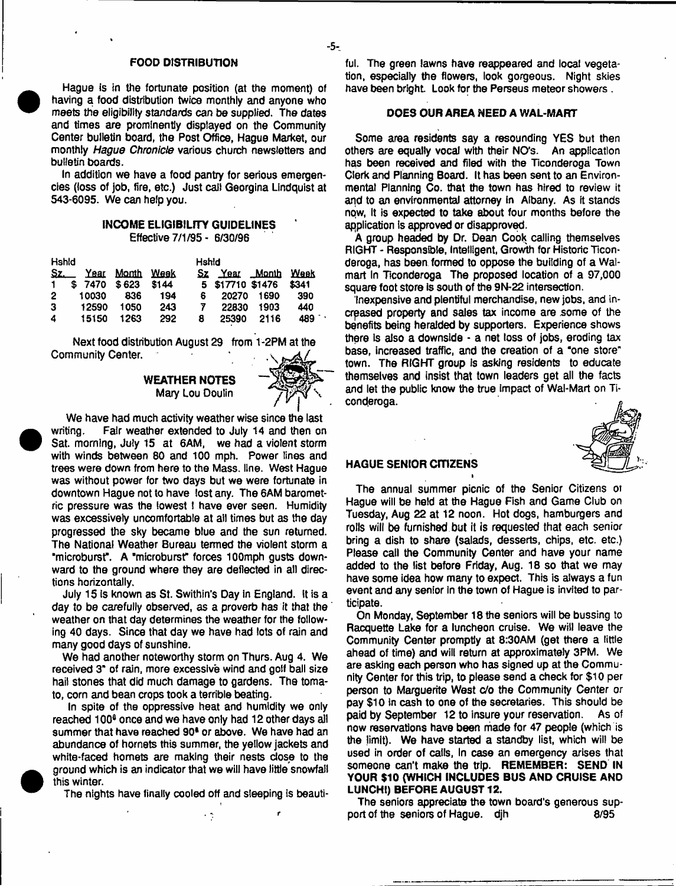## FOOD DISTRIBUTION

Hague is in the fortunate position (at the moment) of having a food distribution twice monthly and anyone who meets the eligibility standards can be supplied. The dates and times are prominently displayed on the Community Center bulletin board, the Post Office, Hague Market, our monthly *Hague Chronicle* various church newsletters and bulletin boards.

In addition we have a food pantry for serious emergencies (loss of job, fire, etc.) Just call Georgina Lindquist at 543-6095. We can help you.

### INCOME ELIGIBILITY GUIDELINES

Effective 7/1/95 - 6/30/96

| Hshld Sz. | Year | Month | Week | Hshld Sz | Year | Month | Week |
|---|---|---|---|---|---|---|---|
| 1 | $ 7470 | $623 | $144 | 5 | $17710 | $1476 | $341 |
| 2 | 10030 | 836 | 194 | 6 | 20270 | 1690 | 390 |
| 3 | 12590 | 1050 | 243 | 7 | 22830 | 1903 | 440 |
| 4 | 15150 | 1263 | 292 | 8 | 25390 | 2116 | 489 |

Next food distribution August 29 from 1-2PM at the Community Center.

## WEATHER NOTES

Mary Lou Doulin

We have had much activity weather wise since the last writing. Fair weather extended to July 14 and then on Sat. morning, July 15 at 6AM, we had a violent storm with winds between 80 and 100 mph. Power lines and trees were down from here to the Mass. line. West Hague was without power for two days but we were fortunate in downtown Hague not to have lost any. The 6AM barometric pressure was the lowest I have ever seen. Humidity was excessively uncomfortable at all times but as the day progressed the sky became blue and the sun returned. The National Weather Bureau termed the violent storm a "microburst". A "microburst" forces 100mph gusts downward to the ground where they are deflected in all directions horizontally.

July 15 is known as St. Swithin's Day in England. It is a day to be carefully observed, as a proverb has it that the weather on that day determines the weather for the following 40 days. Since that day we have had lots of rain and many good days of sunshine.

We had another noteworthy storm on Thurs. Aug 4. We received 3" of rain, more excessive wind and golf ball size hail stones that did much damage to gardens. The tomato, corn and bean crops took a terrible beating.

In spite of the oppressive heat and humidity we only reached 100° once and we have only had 12 other days all summer that have reached 90° or above. We have had an abundance of hornets this summer, the yellow jackets and white-faced hornets are making their nests close to the ground which is an indicator that we will have little snowfall this winter.

The nights have finally cooled off and sleeping is beautiful. The green lawns have reappeared and local vegetation, especially the flowers, look gorgeous. Night skies have been bright. Look for the Perseus meteor showers .

## DOES OUR AREA NEED A WAL-MART

Some area residents say a resounding YES but then others are equally vocal with their NO's. An application has been received and filed with the Ticonderoga Town Clerk and Planning Board. It has been sent to an Environmental Planning Co. that the town has hired to review it and to an environmental attorney in Albany. As it stands now, it is expected to take about four months before the application is approved or disapproved.

A group headed by Dr. Dean Cook calling themselves RIGHT - Responsible, Intelligent, Growth for Historic Ticonderoga, has been formed to oppose the building of a Wal-mart in Ticonderoga The proposed location of a 97,000 square foot store is south of the 9N-22 intersection.

Inexpensive and plentiful merchandise, new jobs, and increased property and sales tax income are some of the benefits being heralded by supporters. Experience shows there is also a downside - a net loss of jobs, eroding tax base, increased traffic, and the creation of a "one store" town. The RIGHT group is asking residents to educate themselves and insist that town leaders get all the facts and let the public know the true impact of Wal-Mart on Ticonderoga.

## HAGUE SENIOR CITIZENS

The annual summer picnic of the Senior Citizens of Hague will be held at the Hague Fish and Game Club on Tuesday, Aug 22 at 12 noon. Hot dogs, hamburgers and rolls will be furnished but it is requested that each senior bring a dish to share (salads, desserts, chips, etc. etc.) Please call the Community Center and have your name added to the list before Friday, Aug. 18 so that we may have some idea how many to expect. This is always a fun event and any senior in the town of Hague is invited to participate.

On Monday, September 18 the seniors will be bussing to Racquette Lake for a luncheon cruise. We will leave the Community Center promptly at 8:30AM (get there a little ahead of time) and will return at approximately 3PM. We are asking each person who has signed up at the Community Center for this trip, to please send a check for $10 per person to Marguerite West c/o the Community Center or pay $10 in cash to one of the secretaries. This should be paid by September 12 to insure your reservation. As of now reservations have been made for 47 people (which is the limit). We have started a standby list, which will be used in order of calls, in case an emergency arises that someone can't make the trip. **REMEMBER: SEND IN YOUR $10 (WHICH INCLUDES BUS AND CRUISE AND LUNCH!) BEFORE AUGUST 12.**

The seniors appreciate the town board's generous support of the seniors of Hague. djh 8/95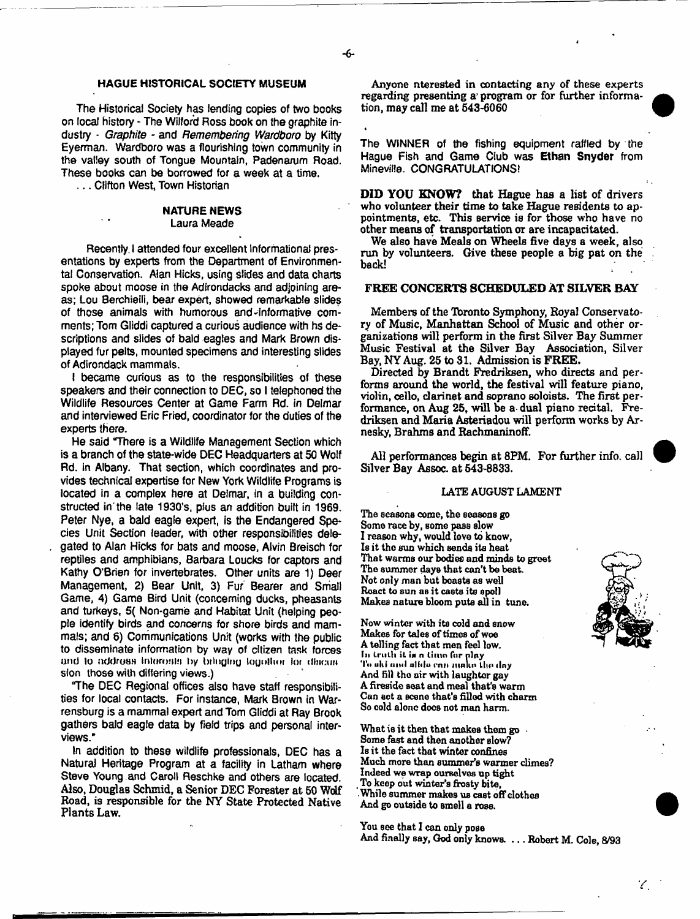## HAGUE HISTORICAL SOCIETY MUSEUM

The Historical Society has lending copies of two books on local history - The Wilford Ross book on the graphite industry - *Graphite* - and *Remembering Wardboro* by Kitty Eyerman. Wardboro was a flourishing town community in the valley south of Tongue Mountain, Padenarum Road. These books can be borrowed for a week at a time.

. . . Clifton West, Town Historian

## NATURE NEWS

Laura Meade

Recently I attended four excellent informational presentations by experts from the Department of Environmental Conservation. Alan Hicks, using slides and data charts spoke about moose in the Adirondacks and adjoining areas; Lou Berchielli, bear expert, showed remarkable slides of those animals with humorous and informative comments; Tom Gliddi captured a curious audience with hs descriptions and slides of bald eagles and Mark Brown displayed fur pelts, mounted specimens and interesting slides of Adirondack mammals.

I became curious as to the responsibilities of these speakers and their connection to DEC, so I telephoned the Wildlife Resources Center at Game Farm Rd. in Delmar and interviewed Eric Fried, coordinator for the duties of the experts there.

He said "There is a Wildlife Management Section which is a branch of the state-wide DEC Headquarters at 50 Wolf Rd. in Albany. That section, which coordinates and provides technical expertise for New York Wildlife Programs is located in a complex here at Delmar, in a building constructed in the late 1930's, plus an addition built in 1969. Peter Nye, a bald eagle expert, is the Endangered Species Unit Section leader, with other responsibilities delegated to Alan Hicks for bats and moose, Alvin Breisch for reptiles and amphibians, Barbara Loucks for captors and Kathy O'Brien for invertebrates. Other units are 1) Deer Management, 2) Bear Unit, 3) Fur Bearer and Small Game, 4) Game Bird Unit (concerning ducks, pheasants and turkeys, 5( Non-game and Habitat Unit (helping people identify birds and concerns for shore birds and mammals; and 6) Communications Unit (works with the public to disseminate information by way of citizen task forces and to address interests by bringing together for discussion those with differing views.)

"The DEC Regional offices also have staff responsibilities for local contacts. For instance, Mark Brown in Warrensburg is a mammal expert and Tom Gliddi at Ray Brook gathers bald eagle data by field trips and personal interviews."

In addition to these wildlife professionals, DEC has a Natural Heritage Program at a facility in Latham where Steve Young and Caroll Reschke and others are located. Also, Douglas Schmid, a Senior DEC Forester at 50 Wolf Road, is responsible for the NY State Protected Native Plants Law.

Anyone nterested in contacting any of these experts regarding presenting a program or for further information, may call me at 543-6060

The WINNER of the fishing equipment raffled by the Hague Fish and Game Club was **Ethan Snyder** from Mineville. CONGRATULATIONS!

**DID YOU KNOW?** that Hague has a list of drivers who volunteer their time to take Hague residents to appointments, etc. This service is for those who have no other means of transportation or are incapacitated.

We also have Meals on Wheels five days a week, also run by volunteers. Give these people a big pat on the back!

## FREE CONCERTS SCHEDULED AT SILVER BAY

Members of the Toronto Symphony, Royal Conservatory of Music, Manhattan School of Music and other organizations will perform in the first Silver Bay Summer Music Festival at the Silver Bay Association, Silver Bay, NY Aug. 25 to 31. Admission is **FREE.**

Directed by Brandt Fredriksen, who directs and performs around the world, the festival will feature piano, violin, cello, clarinet and soprano soloists. The first performance, on Aug 25, will be a dual piano recital. Fredriksen and Maria Asteriadou will perform works by Arnesky, Brahms and Rachmaninoff.

All performances begin at 8PM. For further info. call Silver Bay Assoc. at 543-8833.

### LATE AUGUST LAMENT

The seasons come, the seasons go
Some race by, some pass slow
I reason why, would love to know,
Is it the sun which sends its heat
That warms our bodies and minds to greet
The summer days that can't be beat.
Not only man but beasts as well
React to sun as it casts its spell
Makes nature bloom puts all in tune.

Now winter with its cold and snow
Makes for tales of times of woe
A telling fact that men feel low.
In truth it is a time for play
To ski and slide can make the day
And fill the air with laughter gay
A fireside seat and meal that's warm
Can set a scene that's filled with charm
So cold alone does not man harm.

What is it then that makes them go
Some fast and then another slow?
Is it the fact that winter confines
Much more than summer's warmer climes?
Indeed we wrap ourselves up tight
To keep out winter's frosty bite,
While summer makes us cast off clothes
And go outside to smell a rose.

You see that I can only pose
And finally say, God only knows. . . . Robert M. Cole, 8/93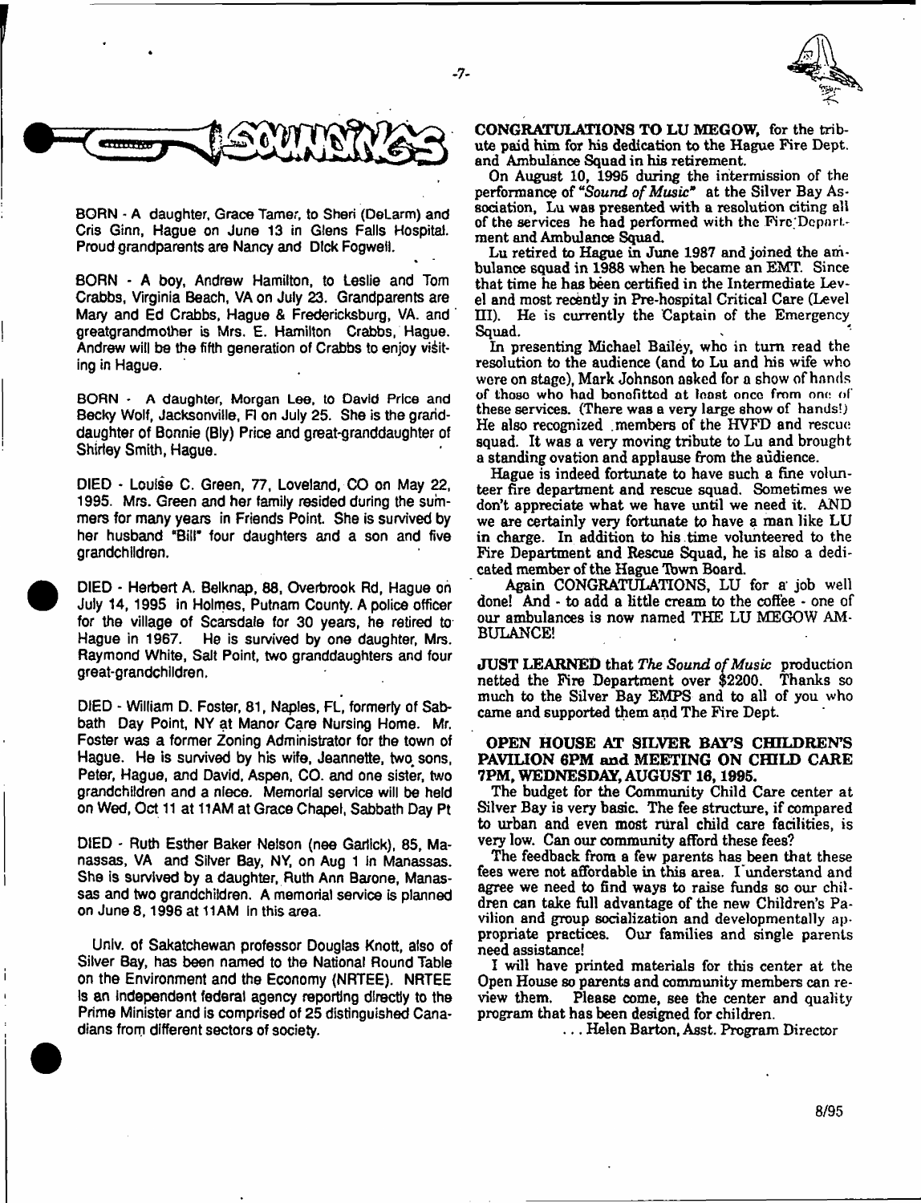# SOUNDINGS

BORN - A daughter, Grace Tamer, to Sheri (DeLarm) and Cris Ginn, Hague on June 13 in Glens Falls Hospital. Proud grandparents are Nancy and Dick Fogwell.

BORN - A boy, Andrew Hamilton, to Leslie and Tom Crabbs, Virginia Beach, VA on July 23. Grandparents are Mary and Ed Crabbs, Hague & Fredericksburg, VA. and greatgrandmother is Mrs. E. Hamilton Crabbs, Hague. Andrew will be the fifth generation of Crabbs to enjoy visiting in Hague.

BORN - A daughter, Morgan Lee, to David Price and Becky Wolf, Jacksonville, Fl on July 25. She is the granddaughter of Bonnie (Bly) Price and great-granddaughter of Shirley Smith, Hague.

DIED - Louise C. Green, 77, Loveland, CO on May 22, 1995. Mrs. Green and her family resided during the summers for many years in Friends Point. She is survived by her husband "Bill" four daughters and a son and five grandchildren.

DIED - Herbert A. Belknap, 88, Overbrook Rd, Hague on July 14, 1995 in Holmes, Putnam County. A police officer for the village of Scarsdale for 30 years, he retired to Hague in 1967. He is survived by one daughter, Mrs. Raymond White, Salt Point, two granddaughters and four great-grandchildren.

DIED - William D. Foster, 81, Naples, FL, formerly of Sabbath Day Point, NY at Manor Care Nursing Home. Mr. Foster was a former Zoning Administrator for the town of Hague. He is survived by his wife, Jeannette, two sons, Peter, Hague, and David, Aspen, CO. and one sister, two grandchildren and a niece. Memorial service will be held on Wed, Oct 11 at 11AM at Grace Chapel, Sabbath Day Pt

DIED - Ruth Esther Baker Nelson (nee Garlick), 85, Manassas, VA and Silver Bay, NY, on Aug 1 in Manassas. She is survived by a daughter, Ruth Ann Barone, Manassas and two grandchildren. A memorial service is planned on June 8, 1996 at 11AM in this area.

Univ. of Sakatchewan professor Douglas Knott, also of Silver Bay, has been named to the National Round Table on the Environment and the Economy (NRTEE). NRTEE is an independent federal agency reporting directly to the Prime Minister and is comprised of 25 distinguished Canadians from different sectors of society.

**CONGRATULATIONS TO LU MEGOW,** for the tribute paid him for his dedication to the Hague Fire Dept. and Ambulance Squad in his retirement.

On August 10, 1995 during the intermission of the performance of *"Sound of Music"* at the Silver Bay Association, Lu was presented with a resolution citing all of the services he had performed with the Fire Department and Ambulance Squad.

Lu retired to Hague in June 1987 and joined the ambulance squad in 1988 when he became an EMT. Since that time he has been certified in the Intermediate Level and most recently in Pre-hospital Critical Care (Level III). He is currently the Captain of the Emergency Squad.

In presenting Michael Bailey, who in turn read the resolution to the audience (and to Lu and his wife who were on stage), Mark Johnson asked for a show of hands of those who had benefitted at least once from one of these services. (There was a very large show of hands!) He also recognized members of the HVFD and rescue squad. It was a very moving tribute to Lu and brought a standing ovation and applause from the audience.

Hague is indeed fortunate to have such a fine volunteer fire department and rescue squad. Sometimes we don't appreciate what we have until we need it. AND we are certainly very fortunate to have a man like LU in charge. In addition to his time volunteered to the Fire Department and Rescue Squad, he is also a dedicated member of the Hague Town Board.

Again CONGRATULATIONS, LU for a job well done! And - to add a little cream to the coffee - one of our ambulances is now named THE LU MEGOW AMBULANCE!

**JUST LEARNED** that *The Sound of Music* production netted the Fire Department over $2200. Thanks so much to the Silver Bay EMPS and to all of you who came and supported them and The Fire Dept.

**OPEN HOUSE AT SILVER BAY'S CHILDREN'S PAVILION 6PM and MEETING ON CHILD CARE 7PM, WEDNESDAY, AUGUST 16, 1995.**

The budget for the Community Child Care center at Silver Bay is very basic. The fee structure, if compared to urban and even most rural child care facilities, is very low. Can our community afford these fees?

The feedback from a few parents has been that these fees were not affordable in this area. I understand and agree we need to find ways to raise funds so our children can take full advantage of the new Children's Pavilion and group socialization and developmentally appropriate practices. Our families and single parents need assistance!

I will have printed materials for this center at the Open House so parents and community members can review them. Please come, see the center and quality program that has been designed for children.

. . . Helen Barton, Asst. Program Director

8/95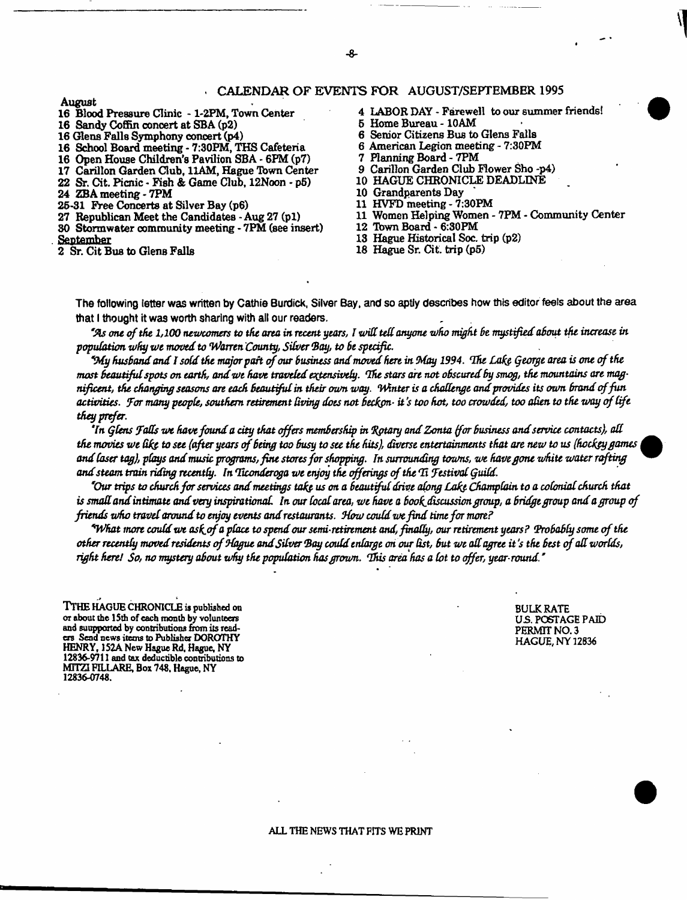## CALENDAR OF EVENTS FOR AUGUST/SEPTEMBER 1995

**August**

16 Blood Pressure Clinic - 1-2PM, Town Center
16 Sandy Coffin concert at SBA (p2)
16 Glens Falls Symphony concert (p4)
16 School Board meeting - 7:30PM, THS Cafeteria
16 Open House Children's Pavilion SBA - 6PM (p7)
17 Carillon Garden Club, 11AM, Hague Town Center
22 Sr. Cit. Picnic - Fish & Game Club, 12Noon - p5)
24 ZBA meeting - 7PM
25-31 Free Concerts at Silver Bay (p6)
27 Republican Meet the Candidates - Aug 27 (p1)
30 Stormwater community meeting - 7PM (see insert)

**September**

2 Sr. Cit Bus to Glens Falls
4 LABOR DAY - Farewell to our summer friends!
5 Home Bureau - 10AM
6 Senior Citizens Bus to Glens Falls
6 American Legion meeting - 7:30PM
7 Planning Board - 7PM
9 Carillon Garden Club Flower Sho -p4)
10 HAGUE CHRONICLE DEADLINE
10 Grandparents Day
11 HVFD meeting - 7:30PM
11 Women Helping Women - 7PM - Community Center
12 Town Board - 6:30PM
13 Hague Historical Soc. trip (p2)
18 Hague Sr. Cit. trip (p5)

The following letter was written by Cathie Burdick, Silver Bay, and so aptly describes how this editor feels about the area that I thought it was worth sharing with all our readers.

*"As one of the 1,100 newcomers to the area in recent years, I will tell anyone who might be mystified about the increase in population why we moved to Warren County, Silver Bay, to be specific.*

*"My husband and I sold the major part of our business and moved here in May 1994. The Lake George area is one of the most beautiful spots on earth, and we have traveled extensively. The stars are not obscured by smog, the mountains are magnificent, the changing seasons are each beautiful in their own way. Winter is a challenge and provides its own brand of fun activities. For many people, southern retirement living does not beckon- it's too hot, too crowded, too alien to the way of life they prefer.*

*"In Glens Falls we have found a city that offers membership in Rotary and Zonta (for business and service contacts), all the movies we like to see (after years of being too busy to see the hits), diverse entertainments that are new to us (hockey games and laser tag), plays and music programs, fine stores for shopping. In surrounding towns, we have gone white water rafting and steam train riding recently. In Ticonderoga we enjoy the offerings of the Ti Festival Guild.*

*"Our trips to church for services and meetings take us on a beautiful drive along Lake Champlain to a colonial church that is small and intimate and very inspirational. In our local area, we have a book discussion group, a bridge group and a group of friends who travel around to enjoy events and restaurants. How could we find time for more?*

*"What more could we ask of a place to spend our semi-retirement and, finally, our retirement years? Probably some of the other recently moved residents of Hague and Silver Bay could enlarge on our list, but we all agree it's the best of all worlds, right here! So, no mystery about why the population has grown. This area has a lot to offer, year-round."*

THE HAGUE CHRONICLE is published on or about the 15th of each month by volunteers and supported by contributions from its readers Send news items to Publisher DOROTHY HENRY, 152A New Hague Rd, Hague, NY 12836-9711 and tax deductible contributions to MITZI FILLARE, Box 748, Hague, NY 12836-0748.

BULK RATE
U.S. POSTAGE PAID
PERMIT NO. 3
HAGUE, NY 12836

ALL THE NEWS THAT FITS WE PRINT